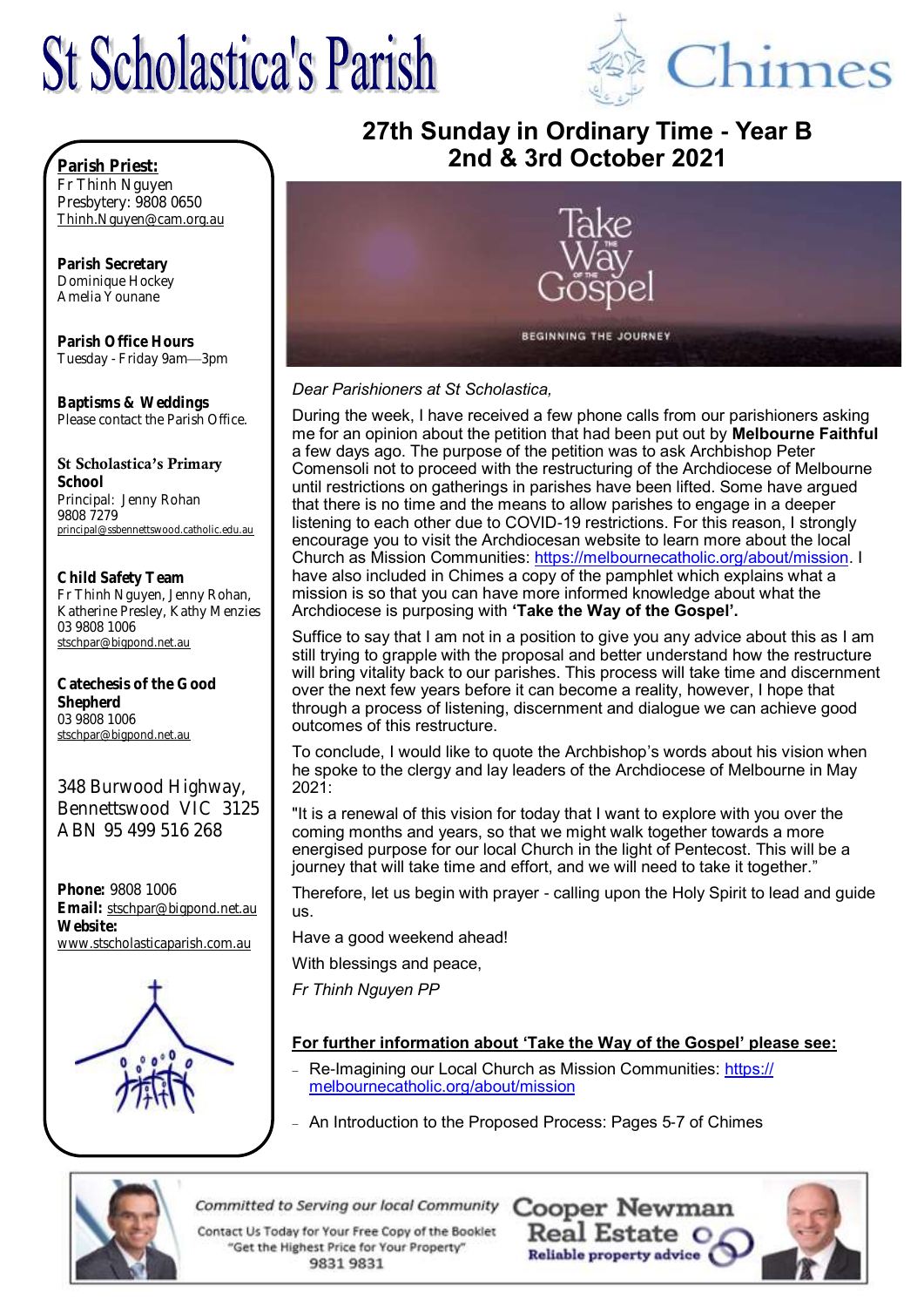# St Scholastica's Parish

# Chimes

## 27th Sunday in Ordinary Time - Year B
## 2nd & 3rd October 2021

**Parish Priest:**
Fr Thinh Nguyen
Presbytery: 9808 0650
Thinh.Nguyen@cam.org.au

**Parish Secretary**
Dominique Hockey
Amelia Younane

**Parish Office Hours**
Tuesday - Friday 9am—3pm

**Baptisms & Weddings**
Please contact the Parish Office.

**St Scholastica's Primary School**
Principal: Jenny Rohan
9808 7279
principal@ssbennettswood.catholic.edu.au

**Child Safety Team**
Fr Thinh Nguyen, Jenny Rohan, Katherine Presley, Kathy Menzies
03 9808 1006
stschpar@bigpond.net.au

**Catechesis of the Good Shepherd**
03 9808 1006
stschpar@bigpond.net.au

348 Burwood Highway,
Bennettswood VIC 3125
ABN 95 499 516 268

**Phone:** 9808 1006
**Email:** stschpar@bigpond.net.au
**Website:**
www.stscholasticaparish.com.au

Take the Way of the Gospel

BEGINNING THE JOURNEY

*Dear Parishioners at St Scholastica,*

During the week, I have received a few phone calls from our parishioners asking me for an opinion about the petition that had been put out by **Melbourne Faithful** a few days ago. The purpose of the petition was to ask Archbishop Peter Comensoli not to proceed with the restructuring of the Archdiocese of Melbourne until restrictions on gatherings in parishes have been lifted. Some have argued that there is no time and the means to allow parishes to engage in a deeper listening to each other due to COVID-19 restrictions. For this reason, I strongly encourage you to visit the Archdiocesan website to learn more about the local Church as Mission Communities: https://melbournecatholic.org/about/mission. I have also included in Chimes a copy of the pamphlet which explains what a mission is so that you can have more informed knowledge about what the Archdiocese is purposing with **'Take the Way of the Gospel'.**

Suffice to say that I am not in a position to give you any advice about this as I am still trying to grapple with the proposal and better understand how the restructure will bring vitality back to our parishes. This process will take time and discernment over the next few years before it can become a reality, however, I hope that through a process of listening, discernment and dialogue we can achieve good outcomes of this restructure.

To conclude, I would like to quote the Archbishop's words about his vision when he spoke to the clergy and lay leaders of the Archdiocese of Melbourne in May 2021:

"It is a renewal of this vision for today that I want to explore with you over the coming months and years, so that we might walk together towards a more energised purpose for our local Church in the light of Pentecost. This will be a journey that will take time and effort, and we will need to take it together."

Therefore, let us begin with prayer - calling upon the Holy Spirit to lead and guide us.

Have a good weekend ahead!

With blessings and peace,

*Fr Thinh Nguyen PP*

**For further information about 'Take the Way of the Gospel' please see:**

- Re-Imagining our Local Church as Mission Communities: https://melbournecatholic.org/about/mission
- An Introduction to the Proposed Process: Pages 5-7 of Chimes

*Committed to Serving our local Community*
Contact Us Today for Your Free Copy of the Booklet "Get the Highest Price for Your Property"
9831 9831

**Cooper Newman Real Estate**
Reliable property advice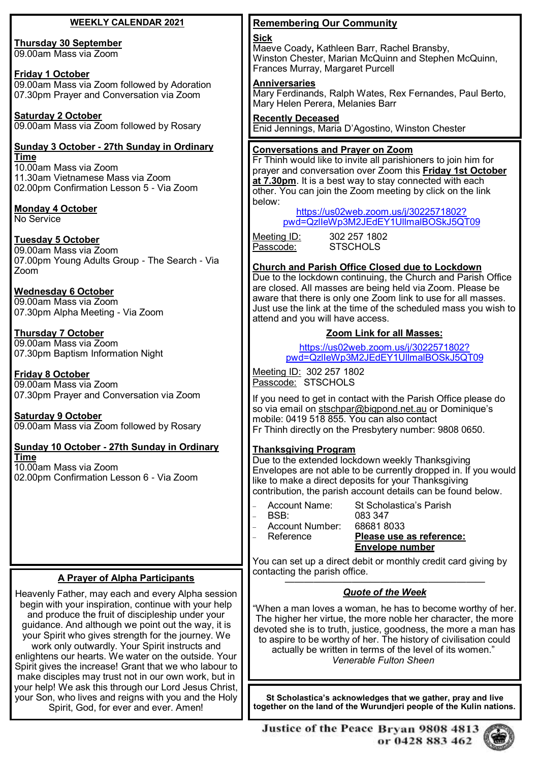## WEEKLY CALENDAR 2021

**Thursday 30 September**
09.00am Mass via Zoom

**Friday 1 October**
09.00am Mass via Zoom followed by Adoration
07.30pm Prayer and Conversation via Zoom

**Saturday 2 October**
09.00am Mass via Zoom followed by Rosary

**Sunday 3 October - 27th Sunday in Ordinary Time**
10.00am Mass via Zoom
11.30am Vietnamese Mass via Zoom
02.00pm Confirmation Lesson 5 - Via Zoom

**Monday 4 October**
No Service

**Tuesday 5 October**
09.00am Mass via Zoom
07.00pm Young Adults Group - The Search - Via Zoom

**Wednesday 6 October**
09.00am Mass via Zoom
07.30pm Alpha Meeting - Via Zoom

**Thursday 7 October**
09.00am Mass via Zoom
07.30pm Baptism Information Night

**Friday 8 October**
09.00am Mass via Zoom
07.30pm Prayer and Conversation via Zoom

**Saturday 9 October**
09.00am Mass via Zoom followed by Rosary

**Sunday 10 October - 27th Sunday in Ordinary Time**
10.00am Mass via Zoom
02.00pm Confirmation Lesson 6 - Via Zoom

## A Prayer of Alpha Participants

Heavenly Father, may each and every Alpha session begin with your inspiration, continue with your help and produce the fruit of discipleship under your guidance. And although we point out the way, it is your Spirit who gives strength for the journey. We work only outwardly. Your Spirit instructs and enlightens our hearts. We water on the outside. Your Spirit gives the increase! Grant that we who labour to make disciples may trust not in our own work, but in your help! We ask this through our Lord Jesus Christ, your Son, who lives and reigns with you and the Holy Spirit, God, for ever and ever. Amen!

## Remembering Our Community

**Sick**
Maeve Coady, Kathleen Barr, Rachel Bransby, Winston Chester, Marian McQuinn and Stephen McQuinn, Frances Murray, Margaret Purcell

**Anniversaries**
Mary Ferdinands, Ralph Wates, Rex Fernandes, Paul Berto, Mary Helen Perera, Melanies Barr

**Recently Deceased**
Enid Jennings, Maria D'Agostino, Winston Chester

## Conversations and Prayer on Zoom

Fr Thinh would like to invite all parishioners to join him for prayer and conversation over Zoom this **Friday 1st October at 7.30pm**. It is a best way to stay connected with each other. You can join the Zoom meeting by click on the link below:

https://us02web.zoom.us/j/3022571802?pwd=QzlIeWp3M2JEdEY1UllmalBOSkJ5QT09

Meeting ID: 302 257 1802
Passcode: STSCHOLS

## Church and Parish Office Closed due to Lockdown

Due to the lockdown continuing, the Church and Parish Office are closed. All masses are being held via Zoom. Please be aware that there is only one Zoom link to use for all masses. Just use the link at the time of the scheduled mass you wish to attend and you will have access.

**Zoom Link for all Masses:**

https://us02web.zoom.us/j/3022571802?pwd=QzlIeWp3M2JEdEY1UllmalBOSkJ5QT09

Meeting ID: 302 257 1802
Passcode: STSCHOLS

If you need to get in contact with the Parish Office please do so via email on stschpar@bigpond.net.au or Dominique's mobile: 0419 518 855. You can also contact Fr Thinh directly on the Presbytery number: 9808 0650.

## Thanksgiving Program

Due to the extended lockdown weekly Thanksgiving Envelopes are not able to be currently dropped in. If you would like to make a direct deposits for your Thanksgiving contribution, the parish account details can be found below.

- Account Name: St Scholastica's Parish
- BSB: 083 347
- Account Number: 68681 8033
- Reference **Please use as reference: Envelope number**

You can set up a direct debit or monthly credit card giving by contacting the parish office.

***Quote of the Week***

"When a man loves a woman, he has to become worthy of her. The higher her virtue, the more noble her character, the more devoted she is to truth, justice, goodness, the more a man has to aspire to be worthy of her. The history of civilisation could actually be written in terms of the level of its women."
*Venerable Fulton Sheen*

**St Scholastica's acknowledges that we gather, pray and live together on the land of the Wurundjeri people of the Kulin nations.**

**Justice of the Peace Bryan 9808 4813 or 0428 883 462**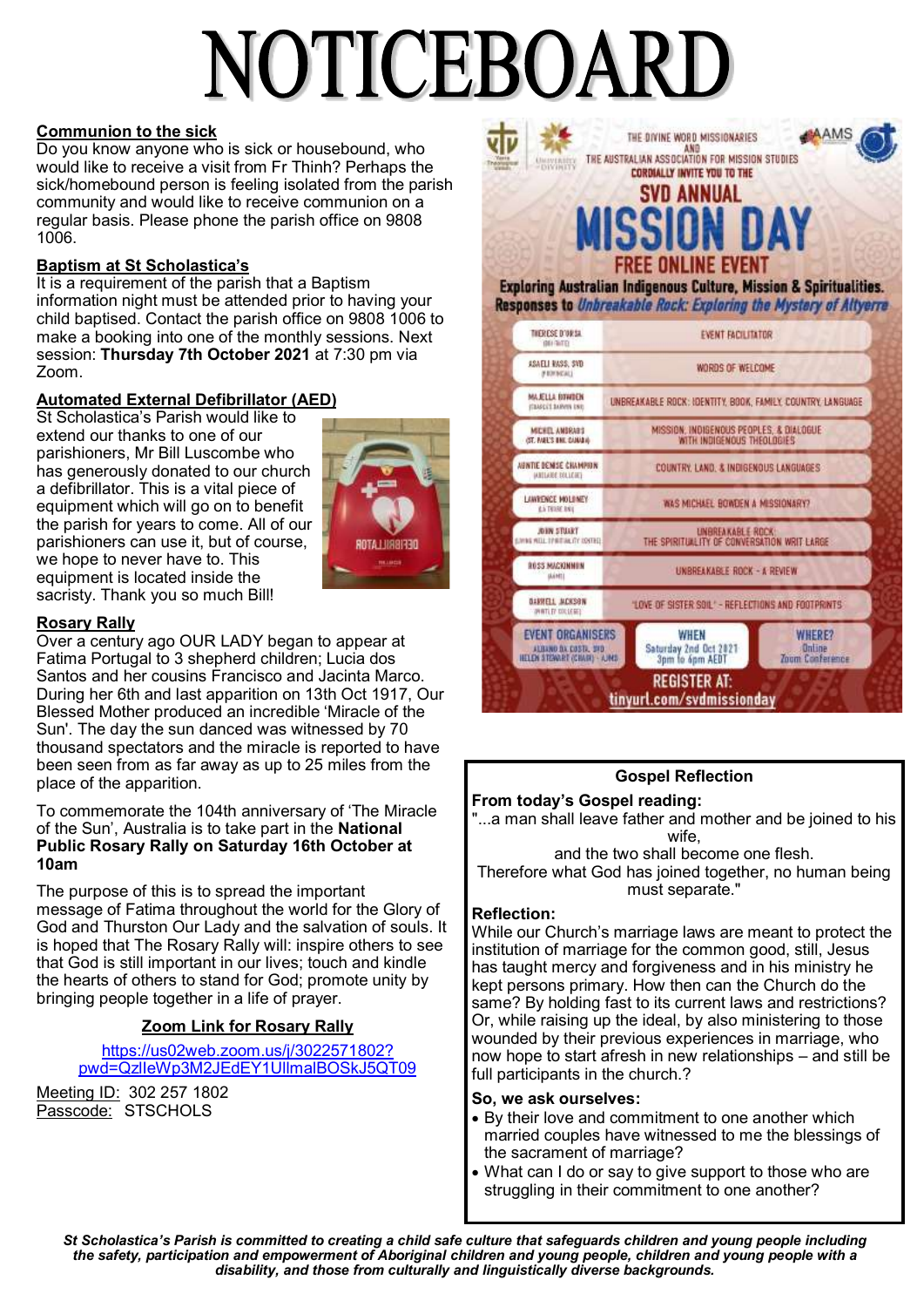# NOTICEBOARD

**Communion to the sick**

Do you know anyone who is sick or housebound, who would like to receive a visit from Fr Thinh? Perhaps the sick/homebound person is feeling isolated from the parish community and would like to receive communion on a regular basis. Please phone the parish office on 9808 1006.

**Baptism at St Scholastica's**

It is a requirement of the parish that a Baptism information night must be attended prior to having your child baptised. Contact the parish office on 9808 1006 to make a booking into one of the monthly sessions. Next session: **Thursday 7th October 2021** at 7:30 pm via Zoom.

**Automated External Defibrillator (AED)**

St Scholastica's Parish would like to extend our thanks to one of our parishioners, Mr Bill Luscombe who has generously donated to our church a defibrillator. This is a vital piece of equipment which will go on to benefit the parish for years to come. All of our parishioners can use it, but of course, we hope to never have to. This equipment is located inside the sacristy. Thank you so much Bill!

**Rosary Rally**

Over a century ago OUR LADY began to appear at Fatima Portugal to 3 shepherd children; Lucia dos Santos and her cousins Francisco and Jacinta Marco. During her 6th and last apparition on 13th Oct 1917, Our Blessed Mother produced an incredible 'Miracle of the Sun'. The day the sun danced was witnessed by 70 thousand spectators and the miracle is reported to have been seen from as far away as up to 25 miles from the place of the apparition.

To commemorate the 104th anniversary of 'The Miracle of the Sun', Australia is to take part in the **National Public Rosary Rally on Saturday 16th October at 10am**

The purpose of this is to spread the important message of Fatima throughout the world for the Glory of God and Thurston Our Lady and the salvation of souls. It is hoped that The Rosary Rally will: inspire others to see that God is still important in our lives; touch and kindle the hearts of others to stand for God; promote unity by bringing people together in a life of prayer.

**Zoom Link for Rosary Rally**

https://us02web.zoom.us/j/3022571802?pwd=QzlIeWp3M2JEdEY1UllmalBOSkJ5QT09

Meeting ID: 302 257 1802
Passcode: STSCHOLS

THE DIVINE WORD MISSIONARIES AND THE AUSTRALIAN ASSOCIATION FOR MISSION STUDIES CORDIALLY INVITE YOU TO THE

**SVD ANNUAL MISSION DAY**

**FREE ONLINE EVENT**

**Exploring Australian Indigenous Culture, Mission & Spiritualities. Responses to *Unbreakable Rock: Exploring the Mystery of Altyerre***

| Speaker | Topic |
|---|---|
| Therese D'Orsa | Event Facilitator |
| Asaeli Rass, SVD | Words of Welcome |
| Majella Bowden | Unbreakable Rock: Identity, Book, Family, Country, Language |
| Michel Andraos | Mission, Indigenous Peoples, & Dialogue with Indigenous Theologies |
| Auntie Denise Champion | Country, Land, & Indigenous Languages |
| Lawrence Moloney | Was Michael Bowden a Missionary? |
| John Stuart | Unbreakable Rock: The Spirituality of Conversation Writ Large |
| Ross Mackinnon | Unbreakable Rock – A Review |
| Darrell Jackson | 'Love of Sister Soil' – Reflections and Footprints |

**EVENT ORGANISERS:** Albano da Costa, SVD; Helen Stewart (Chair) – AAMS
**WHEN:** Saturday 2nd Oct 2021, 3pm to 6pm AEDT
**WHERE?** Online Zoom Conference

**REGISTER AT: tinyurl.com/svdmissionday**

**Gospel Reflection**

**From today's Gospel reading:**

"...a man shall leave father and mother and be joined to his wife,
and the two shall become one flesh.
Therefore what God has joined together, no human being must separate."

**Reflection:**

While our Church's marriage laws are meant to protect the institution of marriage for the common good, still, Jesus has taught mercy and forgiveness and in his ministry he kept persons primary. How then can the Church do the same? By holding fast to its current laws and restrictions? Or, while raising up the ideal, by also ministering to those wounded by their previous experiences in marriage, who now hope to start afresh in new relationships – and still be full participants in the church.?

**So, we ask ourselves:**

- By their love and commitment to one another which married couples have witnessed to me the blessings of the sacrament of marriage?
- What can I do or say to give support to those who are struggling in their commitment to one another?

*St Scholastica's Parish is committed to creating a child safe culture that safeguards children and young people including the safety, participation and empowerment of Aboriginal children and young people, children and young people with a disability, and those from culturally and linguistically diverse backgrounds.*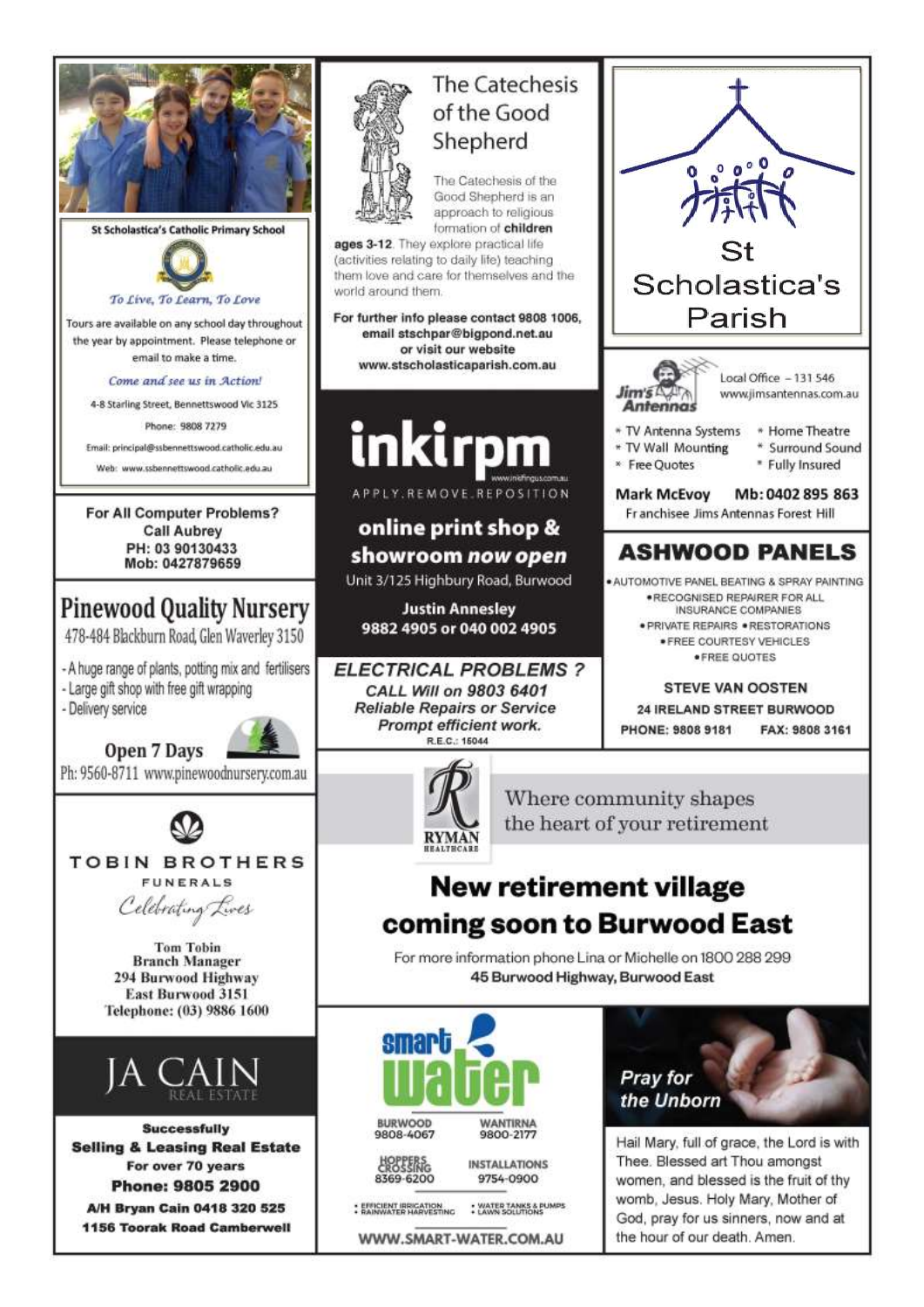**St Scholastica's Catholic Primary School**

*To Live, To Learn, To Love*

Tours are available on any school day throughout the year by appointment. Please telephone or email to make a time.

*Come and see us in Action!*

4-8 Starling Street, Bennettswood Vic 3125

Phone: 9808 7279

Email: principal@ssbennettswood.catholic.edu.au

Web: www.ssbennettswood.catholic.edu.au

---

## The Catechesis of the Good Shepherd

The Catechesis of the Good Shepherd is an approach to religious formation of **children ages 3-12**. They explore practical life (activities relating to daily life) teaching them love and care for themselves and the world around them.

**For further info please contact 9808 1006, email stschpar@bigpond.net.au or visit our website www.stscholasticaparish.com.au**

---

## St Scholastica's Parish

---

**Jim's Antennas**

Local Office – 131 546
www.jimsantennas.com.au

- TV Antenna Systems
- TV Wall Mounting
- Free Quotes
- Home Theatre
- Surround Sound
- Fully Insured

**Mark McEvoy** **Mb: 0402 895 863**
Franchisee Jims Antennas Forest Hill

---

**For All Computer Problems?**
**Call Aubrey**
**PH: 03 90130433**
**Mob: 0427879659**

---

## inkirpm

www.inkifingus.com.au

APPLY.REMOVE.REPOSITION

**online print shop & showroom *now open***

Unit 3/125 Highbury Road, Burwood

**Justin Annesley**
**9882 4905 or 040 002 4905**

---

## ASHWOOD PANELS

- AUTOMOTIVE PANEL BEATING & SPRAY PAINTING
- RECOGNISED REPAIRER FOR ALL INSURANCE COMPANIES
- PRIVATE REPAIRS • RESTORATIONS
- FREE COURTESY VEHICLES
- FREE QUOTES

**STEVE VAN OOSTEN**
**24 IRELAND STREET BURWOOD**
**PHONE: 9808 9181** **FAX: 9808 3161**

---

## Pinewood Quality Nursery

478-484 Blackburn Road, Glen Waverley 3150

- A huge range of plants, potting mix and fertilisers
- Large gift shop with free gift wrapping
- Delivery service

**Open 7 Days**

Ph: 9560-8711 www.pinewoodnursery.com.au

---

***ELECTRICAL PROBLEMS ?***
***CALL Will on 9803 6401***
***Reliable Repairs or Service***
***Prompt efficient work.***
R.E.C.: 15044

---

**RYMAN HEALTHCARE**

Where community shapes the heart of your retirement

## New retirement village coming soon to Burwood East

For more information phone Lina or Michelle on 1800 288 299

**45 Burwood Highway, Burwood East**

---

## TOBIN BROTHERS FUNERALS

*Celebrating Lives*

**Tom Tobin**
**Branch Manager**
**294 Burwood Highway**
**East Burwood 3151**
**Telephone: (03) 9886 1600**

---

## JA CAIN REAL ESTATE

**Successfully Selling & Leasing Real Estate**
**For over 70 years**
**Phone: 9805 2900**
**A/H Bryan Cain 0418 320 525**
**1156 Toorak Road Camberwell**

---

## smart water

| | |
|---|---|
| BURWOOD 9808-4067 | WANTIRNA 9800-2177 |
| HOPPERS CROSSING 8369-6200 | INSTALLATIONS 9754-0900 |

- EFFICIENT IRRIGATION
- RAINWATER HARVESTING
- WATER TANKS & PUMPS
- LAWN SOLUTIONS

WWW.SMART-WATER.COM.AU

---

***Pray for the Unborn***

Hail Mary, full of grace, the Lord is with Thee. Blessed art Thou amongst women, and blessed is the fruit of thy womb, Jesus. Holy Mary, Mother of God, pray for us sinners, now and at the hour of our death. Amen.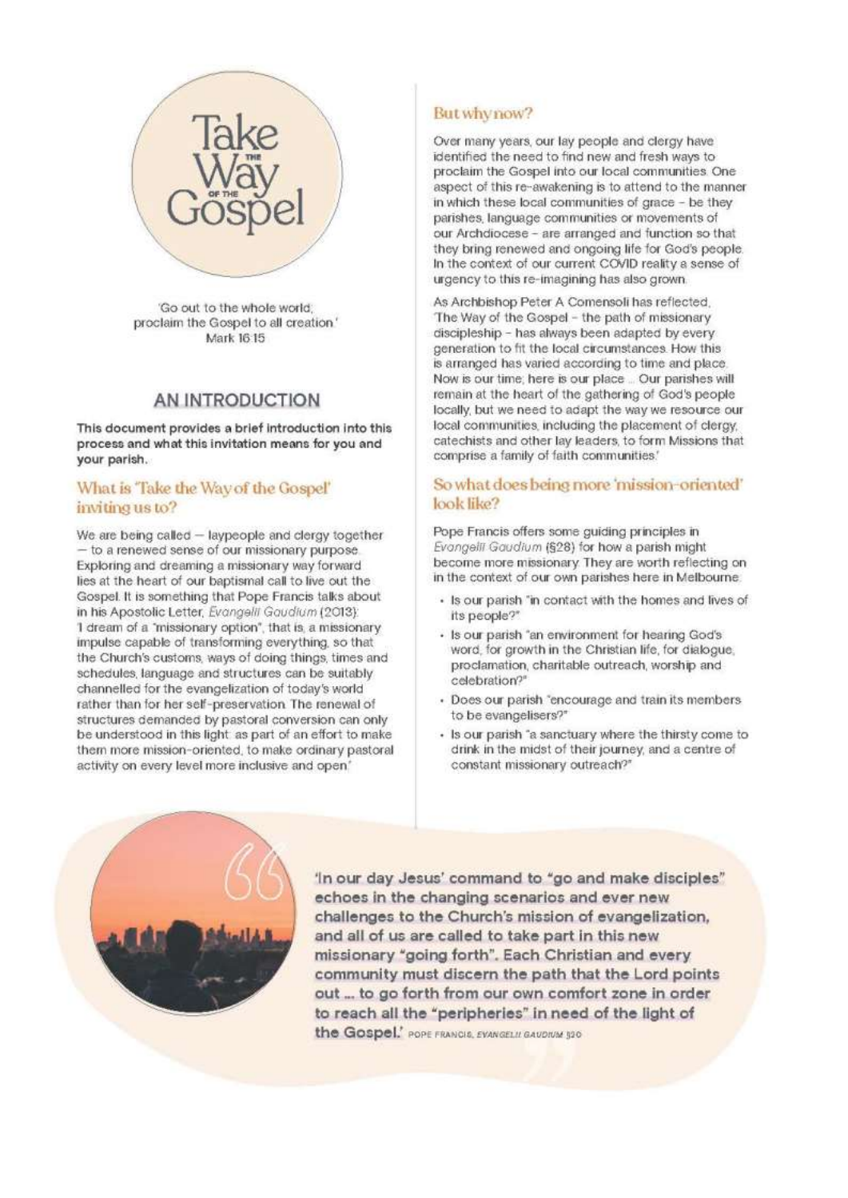# Take the Way of the Gospel

'Go out to the whole world; proclaim the Gospel to all creation.'
Mark 16:15

## AN INTRODUCTION

**This document provides a brief introduction into this process and what this invitation means for you and your parish.**

### What is 'Take the Way of the Gospel' inviting us to?

We are being called — laypeople and clergy together — to a renewed sense of our missionary purpose. Exploring and dreaming a missionary way forward lies at the heart of our baptismal call to live out the Gospel. It is something that Pope Francis talks about in his Apostolic Letter, *Evangelii Gaudium* (2013): 'I dream of a "missionary option", that is, a missionary impulse capable of transforming everything, so that the Church's customs, ways of doing things, times and schedules, language and structures can be suitably channelled for the evangelization of today's world rather than for her self-preservation. The renewal of structures demanded by pastoral conversion can only be understood in this light: as part of an effort to make them more mission-oriented, to make ordinary pastoral activity on every level more inclusive and open.'

### But why now?

Over many years, our lay people and clergy have identified the need to find new and fresh ways to proclaim the Gospel into our local communities. One aspect of this re-awakening is to attend to the manner in which these local communities of grace – be they parishes, language communities or movements of our Archdiocese – are arranged and function so that they bring renewed and ongoing life for God's people. In the context of our current COVID reality a sense of urgency to this re-imagining has also grown.

As Archbishop Peter A Comensoli has reflected, 'The Way of the Gospel – the path of missionary discipleship – has always been adapted by every generation to fit the local circumstances. How this is arranged has varied according to time and place. Now is our time; here is our place ... Our parishes will remain at the heart of the gathering of God's people locally, but we need to adapt the way we resource our local communities, including the placement of clergy, catechists and other lay leaders, to form Missions that comprise a family of faith communities.'

### So what does being more 'mission-oriented' look like?

Pope Francis offers some guiding principles in *Evangelii Gaudium* (§28) for how a parish might become more missionary. They are worth reflecting on in the context of our own parishes here in Melbourne.

- Is our parish "in contact with the homes and lives of its people?"
- Is our parish "an environment for hearing God's word, for growth in the Christian life, for dialogue, proclamation, charitable outreach, worship and celebration?"
- Does our parish "encourage and train its members to be evangelisers?"
- Is our parish "a sanctuary where the thirsty come to drink in the midst of their journey, and a centre of constant missionary outreach?"

**'In our day Jesus' command to "go and make disciples" echoes in the changing scenarios and ever new challenges to the Church's mission of evangelization, and all of us are called to take part in this new missionary "going forth". Each Christian and every community must discern the path that the Lord points out ... to go forth from our own comfort zone in order to reach all the "peripheries" in need of the light of the Gospel.'** POPE FRANCIS, *EVANGELII GAUDIUM* §20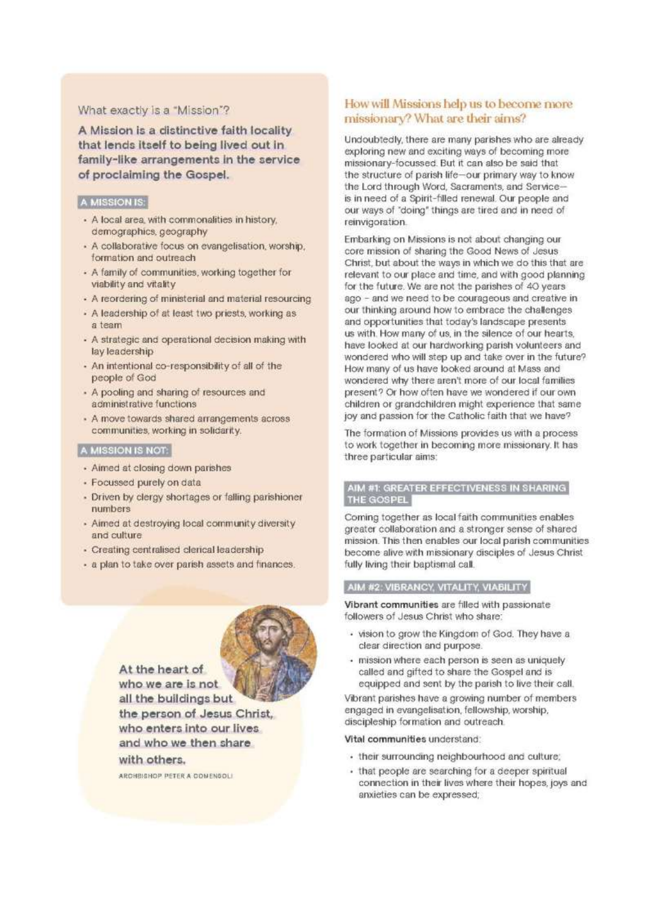## What exactly is a "Mission"?

**A Mission is a distinctive faith locality that lends itself to being lived out in family-like arrangements in the service of proclaiming the Gospel.**

### A MISSION IS:

- A local area, with commonalities in history, demographics, geography
- A collaborative focus on evangelisation, worship, formation and outreach
- A family of communities, working together for viability and vitality
- A reordering of ministerial and material resourcing
- A leadership of at least two priests, working as a team
- A strategic and operational decision making with lay leadership
- An intentional co-responsibility of all of the people of God
- A pooling and sharing of resources and administrative functions
- A move towards shared arrangements across communities, working in solidarity.

### A MISSION IS NOT:

- Aimed at closing down parishes
- Focussed purely on data
- Driven by clergy shortages or falling parishioner numbers
- Aimed at destroying local community diversity and culture
- Creating centralised clerical leadership
- a plan to take over parish assets and finances.

> At the heart of who we are is not all the buildings but the person of Jesus Christ, who enters into our lives and who we then share with others.
>
> ARCHBISHOP PETER A COMENSOLI

## How will Missions help us to become more missionary? What are their aims?

Undoubtedly, there are many parishes who are already exploring new and exciting ways of becoming more missionary-focussed. But it can also be said that the structure of parish life—our primary way to know the Lord through Word, Sacraments, and Service—is in need of a Spirit-filled renewal. Our people and our ways of "doing" things are tired and in need of reinvigoration.

Embarking on Missions is not about changing our core mission of sharing the Good News of Jesus Christ, but about the ways in which we do this that are relevant to our place and time, and with good planning for the future. We are not the parishes of 40 years ago – and we need to be courageous and creative in our thinking around how to embrace the challenges and opportunities that today's landscape presents us with. How many of us, in the silence of our hearts, have looked at our hardworking parish volunteers and wondered who will step up and take over in the future? How many of us have looked around at Mass and wondered why there aren't more of our local families present? Or how often have we wondered if our own children or grandchildren might experience that same joy and passion for the Catholic faith that we have?

The formation of Missions provides us with a process to work together in becoming more missionary. It has three particular aims:

### AIM #1: GREATER EFFECTIVENESS IN SHARING THE GOSPEL

Coming together as local faith communities enables greater collaboration and a stronger sense of shared mission. This then enables our local parish communities become alive with missionary disciples of Jesus Christ fully living their baptismal call.

### AIM #2: VIBRANCY, VITALITY, VIABILITY

**Vibrant communities** are filled with passionate followers of Jesus Christ who share:

- vision to grow the Kingdom of God. They have a clear direction and purpose.
- mission where each person is seen as uniquely called and gifted to share the Gospel and is equipped and sent by the parish to live their call.

Vibrant parishes have a growing number of members engaged in evangelisation, fellowship, worship, discipleship formation and outreach.

**Vital communities** understand:

- their surrounding neighbourhood and culture;
- that people are searching for a deeper spiritual connection in their lives where their hopes, joys and anxieties can be expressed;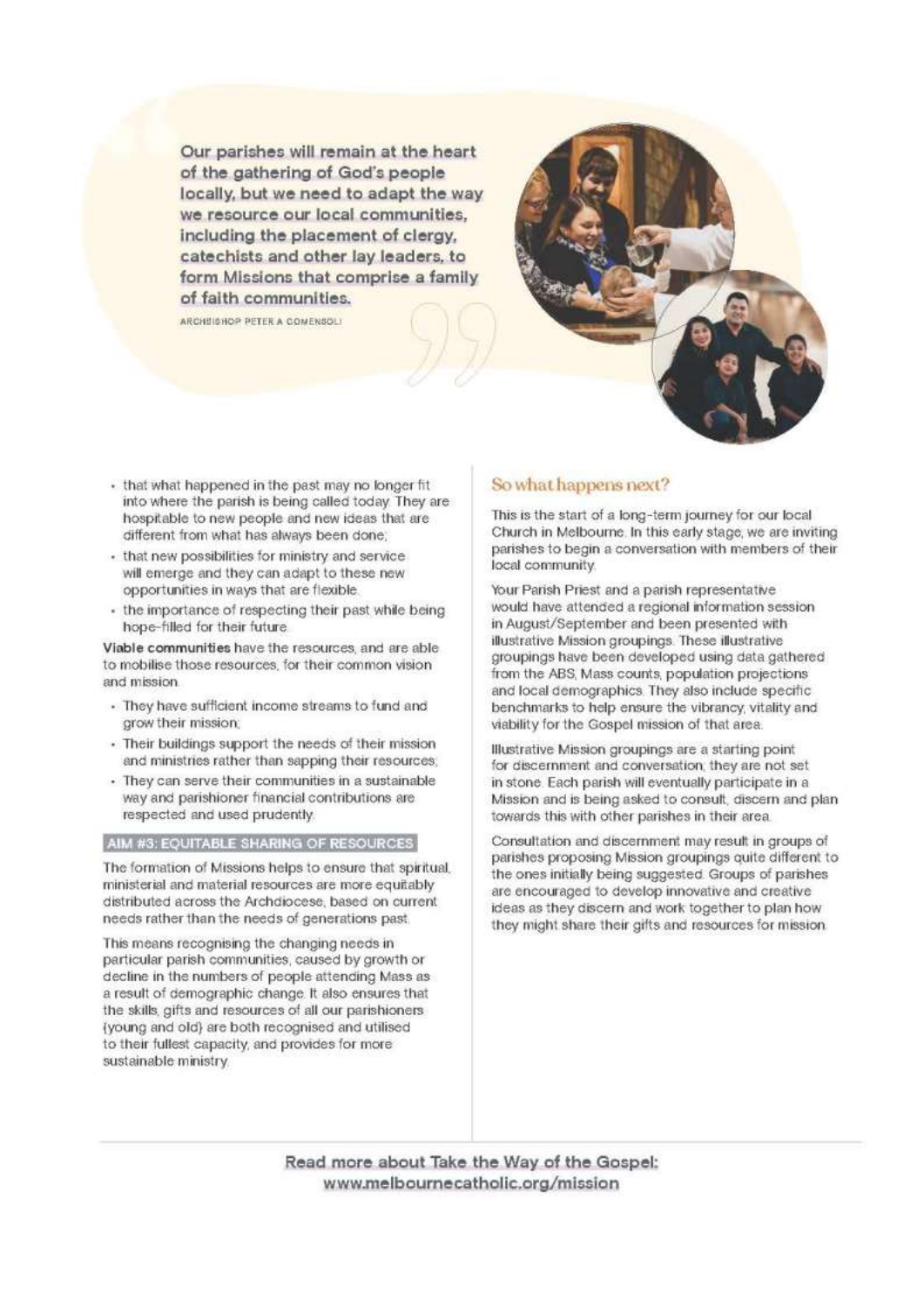> Our parishes will remain at the heart of the gathering of God's people locally, but we need to adapt the way we resource our local communities, including the placement of clergy, catechists and other lay leaders, to form Missions that comprise a family of faith communities.
>
> ARCHBISHOP PETER A COMENSOLI

- that what happened in the past may no longer fit into where the parish is being called today. They are hospitable to new people and new ideas that are different from what has always been done;
- that new possibilities for ministry and service will emerge and they can adapt to these new opportunities in ways that are flexible.
- the importance of respecting their past while being hope-filled for their future.

**Viable communities** have the resources, and are able to mobilise those resources, for their common vision and mission.

- They have sufficient income streams to fund and grow their mission;
- Their buildings support the needs of their mission and ministries rather than sapping their resources;
- They can serve their communities in a sustainable way and parishioner financial contributions are respected and used prudently.

### AIM #3: EQUITABLE SHARING OF RESOURCES

The formation of Missions helps to ensure that spiritual, ministerial and material resources are more equitably distributed across the Archdiocese, based on current needs rather than the needs of generations past.

This means recognising the changing needs in particular parish communities, caused by growth or decline in the numbers of people attending Mass as a result of demographic change. It also ensures that the skills, gifts and resources of all our parishioners (young and old) are both recognised and utilised to their fullest capacity, and provides for more sustainable ministry.

## So what happens next?

This is the start of a long-term journey for our local Church in Melbourne. In this early stage, we are inviting parishes to begin a conversation with members of their local community.

Your Parish Priest and a parish representative would have attended a regional information session in August/September and been presented with illustrative Mission groupings. These illustrative groupings have been developed using data gathered from the ABS, Mass counts, population projections and local demographics. They also include specific benchmarks to help ensure the vibrancy, vitality and viability for the Gospel mission of that area.

Illustrative Mission groupings are a starting point for discernment and conversation; they are not set in stone. Each parish will eventually participate in a Mission and is being asked to consult, discern and plan towards this with other parishes in their area.

Consultation and discernment may result in groups of parishes proposing Mission groupings quite different to the ones initially being suggested. Groups of parishes are encouraged to develop innovative and creative ideas as they discern and work together to plan how they might share their gifts and resources for mission.

**Read more about Take the Way of the Gospel: www.melbournecatholic.org/mission**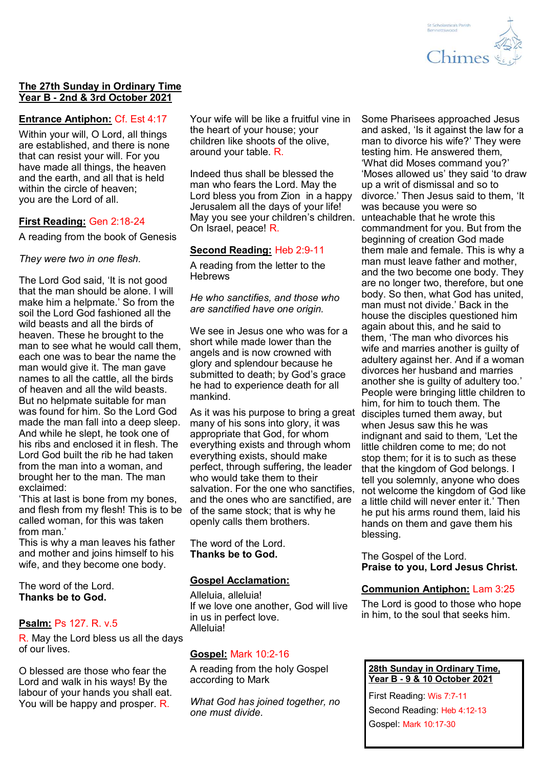## The 27th Sunday in Ordinary Time Year B - 2nd & 3rd October 2021

**Entrance Antiphon:** Cf. Est 4:17

Within your will, O Lord, all things are established, and there is none that can resist your will. For you have made all things, the heaven and the earth, and all that is held within the circle of heaven; you are the Lord of all.

**First Reading:** Gen 2:18-24

A reading from the book of Genesis

*They were two in one flesh.*

The Lord God said, 'It is not good that the man should be alone. I will make him a helpmate.' So from the soil the Lord God fashioned all the wild beasts and all the birds of heaven. These he brought to the man to see what he would call them, each one was to bear the name the man would give it. The man gave names to all the cattle, all the birds of heaven and all the wild beasts. But no helpmate suitable for man was found for him. So the Lord God made the man fall into a deep sleep. And while he slept, he took one of his ribs and enclosed it in flesh. The Lord God built the rib he had taken from the man into a woman, and brought her to the man. The man exclaimed:
'This at last is bone from my bones, and flesh from my flesh! This is to be called woman, for this was taken from man.'
This is why a man leaves his father and mother and joins himself to his wife, and they become one body.

The word of the Lord.
**Thanks be to God.**

**Psalm:** Ps 127. R. v.5

R. May the Lord bless us all the days of our lives.

O blessed are those who fear the Lord and walk in his ways! By the labour of your hands you shall eat. You will be happy and prosper. R.

Your wife will be like a fruitful vine in the heart of your house; your children like shoots of the olive, around your table. R.

Indeed thus shall be blessed the man who fears the Lord. May the Lord bless you from Zion in a happy Jerusalem all the days of your life! May you see your children's children. On Israel, peace! R.

**Second Reading:** Heb 2:9-11

A reading from the letter to the Hebrews

*He who sanctifies, and those who are sanctified have one origin.*

We see in Jesus one who was for a short while made lower than the angels and is now crowned with glory and splendour because he submitted to death; by God's grace he had to experience death for all mankind.

As it was his purpose to bring a great many of his sons into glory, it was appropriate that God, for whom everything exists and through whom everything exists, should make perfect, through suffering, the leader who would take them to their salvation. For the one who sanctifies, and the ones who are sanctified, are of the same stock; that is why he openly calls them brothers.

The word of the Lord.
**Thanks be to God.**

**Gospel Acclamation:**

Alleluia, alleluia!
If we love one another, God will live in us in perfect love.
Alleluia!

**Gospel:** Mark 10:2-16

A reading from the holy Gospel according to Mark

*What God has joined together, no one must divide.*

Some Pharisees approached Jesus and asked, 'Is it against the law for a man to divorce his wife?' They were testing him. He answered them, 'What did Moses command you?' 'Moses allowed us' they said 'to draw up a writ of dismissal and so to divorce.' Then Jesus said to them, 'It was because you were so unteachable that he wrote this commandment for you. But from the beginning of creation God made them male and female. This is why a man must leave father and mother, and the two become one body. They are no longer two, therefore, but one body. So then, what God has united, man must not divide.' Back in the house the disciples questioned him again about this, and he said to them, 'The man who divorces his wife and marries another is guilty of adultery against her. And if a woman divorces her husband and marries another she is guilty of adultery too.' People were bringing little children to him, for him to touch them. The disciples turned them away, but when Jesus saw this he was indignant and said to them, 'Let the little children come to me; do not stop them; for it is to such as these that the kingdom of God belongs. I tell you solemnly, anyone who does not welcome the kingdom of God like a little child will never enter it.' Then he put his arms round them, laid his hands on them and gave them his blessing.

The Gospel of the Lord.
**Praise to you, Lord Jesus Christ.**

**Communion Antiphon:** Lam 3:25

The Lord is good to those who hope in him, to the soul that seeks him.

**28th Sunday in Ordinary Time, Year B - 9 & 10 October 2021**

First Reading: Wis 7:7-11
Second Reading: Heb 4:12-13
Gospel: Mark 10:17-30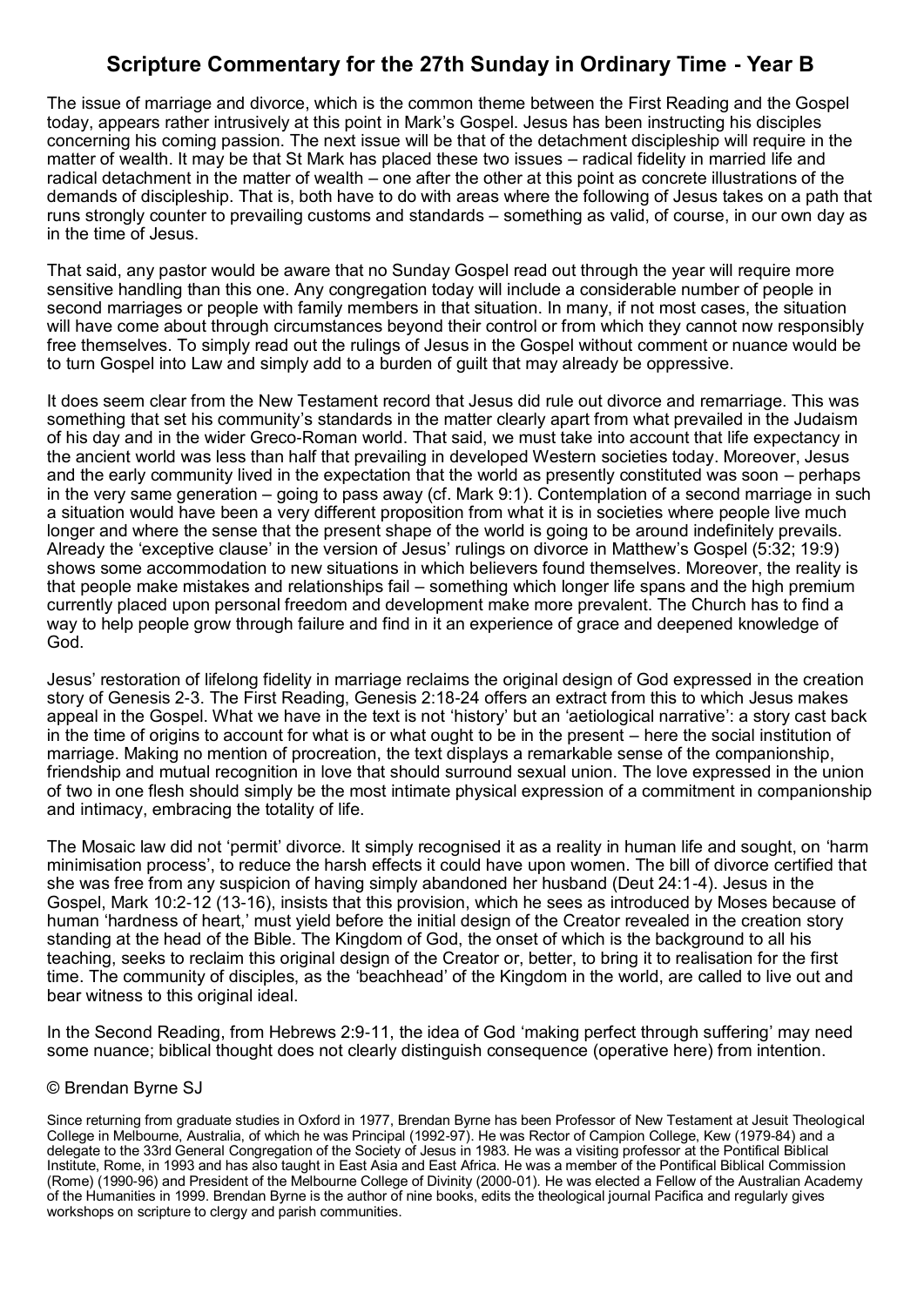# Scripture Commentary for the 27th Sunday in Ordinary Time - Year B

The issue of marriage and divorce, which is the common theme between the First Reading and the Gospel today, appears rather intrusively at this point in Mark's Gospel. Jesus has been instructing his disciples concerning his coming passion. The next issue will be that of the detachment discipleship will require in the matter of wealth. It may be that St Mark has placed these two issues – radical fidelity in married life and radical detachment in the matter of wealth – one after the other at this point as concrete illustrations of the demands of discipleship. That is, both have to do with areas where the following of Jesus takes on a path that runs strongly counter to prevailing customs and standards – something as valid, of course, in our own day as in the time of Jesus.

That said, any pastor would be aware that no Sunday Gospel read out through the year will require more sensitive handling than this one. Any congregation today will include a considerable number of people in second marriages or people with family members in that situation. In many, if not most cases, the situation will have come about through circumstances beyond their control or from which they cannot now responsibly free themselves. To simply read out the rulings of Jesus in the Gospel without comment or nuance would be to turn Gospel into Law and simply add to a burden of guilt that may already be oppressive.

It does seem clear from the New Testament record that Jesus did rule out divorce and remarriage. This was something that set his community's standards in the matter clearly apart from what prevailed in the Judaism of his day and in the wider Greco-Roman world. That said, we must take into account that life expectancy in the ancient world was less than half that prevailing in developed Western societies today. Moreover, Jesus and the early community lived in the expectation that the world as presently constituted was soon – perhaps in the very same generation – going to pass away (cf. Mark 9:1). Contemplation of a second marriage in such a situation would have been a very different proposition from what it is in societies where people live much longer and where the sense that the present shape of the world is going to be around indefinitely prevails. Already the 'exceptive clause' in the version of Jesus' rulings on divorce in Matthew's Gospel (5:32; 19:9) shows some accommodation to new situations in which believers found themselves. Moreover, the reality is that people make mistakes and relationships fail – something which longer life spans and the high premium currently placed upon personal freedom and development make more prevalent. The Church has to find a way to help people grow through failure and find in it an experience of grace and deepened knowledge of God.

Jesus' restoration of lifelong fidelity in marriage reclaims the original design of God expressed in the creation story of Genesis 2-3. The First Reading, Genesis 2:18-24 offers an extract from this to which Jesus makes appeal in the Gospel. What we have in the text is not 'history' but an 'aetiological narrative': a story cast back in the time of origins to account for what is or what ought to be in the present – here the social institution of marriage. Making no mention of procreation, the text displays a remarkable sense of the companionship, friendship and mutual recognition in love that should surround sexual union. The love expressed in the union of two in one flesh should simply be the most intimate physical expression of a commitment in companionship and intimacy, embracing the totality of life.

The Mosaic law did not 'permit' divorce. It simply recognised it as a reality in human life and sought, on 'harm minimisation process', to reduce the harsh effects it could have upon women. The bill of divorce certified that she was free from any suspicion of having simply abandoned her husband (Deut 24:1-4). Jesus in the Gospel, Mark 10:2-12 (13-16), insists that this provision, which he sees as introduced by Moses because of human 'hardness of heart,' must yield before the initial design of the Creator revealed in the creation story standing at the head of the Bible. The Kingdom of God, the onset of which is the background to all his teaching, seeks to reclaim this original design of the Creator or, better, to bring it to realisation for the first time. The community of disciples, as the 'beachhead' of the Kingdom in the world, are called to live out and bear witness to this original ideal.

In the Second Reading, from Hebrews 2:9-11, the idea of God 'making perfect through suffering' may need some nuance; biblical thought does not clearly distinguish consequence (operative here) from intention.

© Brendan Byrne SJ

Since returning from graduate studies in Oxford in 1977, Brendan Byrne has been Professor of New Testament at Jesuit Theological College in Melbourne, Australia, of which he was Principal (1992-97). He was Rector of Campion College, Kew (1979-84) and a delegate to the 33rd General Congregation of the Society of Jesus in 1983. He was a visiting professor at the Pontifical Biblical Institute, Rome, in 1993 and has also taught in East Asia and East Africa. He was a member of the Pontifical Biblical Commission (Rome) (1990-96) and President of the Melbourne College of Divinity (2000-01). He was elected a Fellow of the Australian Academy of the Humanities in 1999. Brendan Byrne is the author of nine books, edits the theological journal Pacifica and regularly gives workshops on scripture to clergy and parish communities.